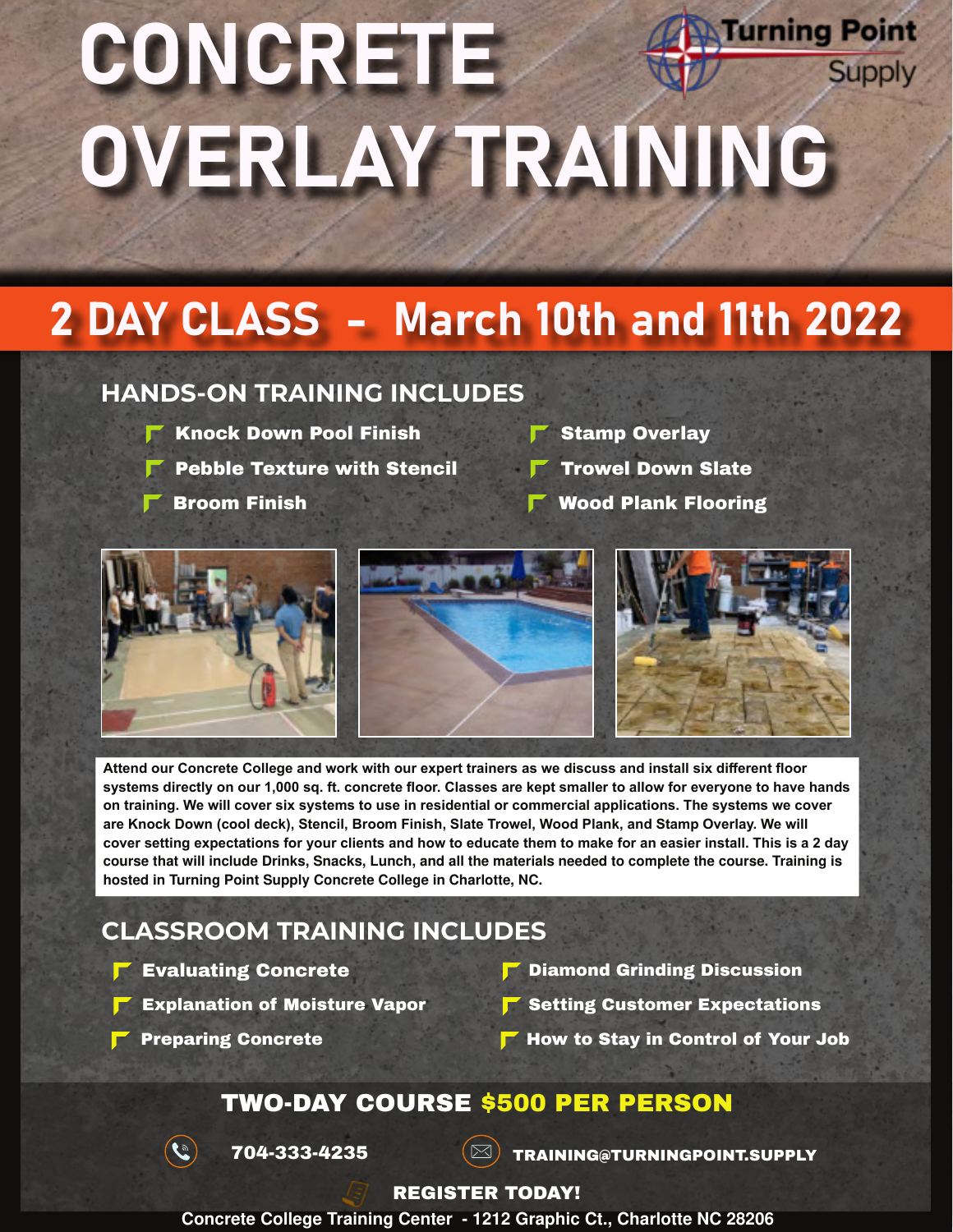# CONCRETE OVERLAY TRAINING

Turning Point Supply

## 2 DAY CLASS – March 10th and 11th 2022

### HANDS-ON TRAINING INCLUDES

- Knock Down Pool Finish
- Pebble Texture with Stencil
- Broom Finish
- Stamp Overlay
- Trowel Down Slate
- Wood Plank Flooring

**Attend our Concrete College and work with our expert trainers as we discuss and install six different floor systems directly on our 1,000 sq. ft. concrete floor. Classes are kept smaller to allow for everyone to have hands on training. We will cover six systems to use in residential or commercial applications. The systems we cover are Knock Down (cool deck), Stencil, Broom Finish, Slate Trowel, Wood Plank, and Stamp Overlay. We will cover setting expectations for your clients and how to educate them to make for an easier install. This is a 2 day course that will include Drinks, Snacks, Lunch, and all the materials needed to complete the course. Training is hosted in Turning Point Supply Concrete College in Charlotte, NC.**

### CLASSROOM TRAINING INCLUDES

- Evaluating Concrete
- Explanation of Moisture Vapor
- Preparing Concrete
- Diamond Grinding Discussion
- Setting Customer Expectations
- How to Stay in Control of Your Job

## TWO-DAY COURSE $500 PER PERSON

704-333-4235

TRAINING@TURNINGPOINT.SUPPLY

**REGISTER TODAY!**

Concrete College Training Center - 1212 Graphic Ct., Charlotte NC 28206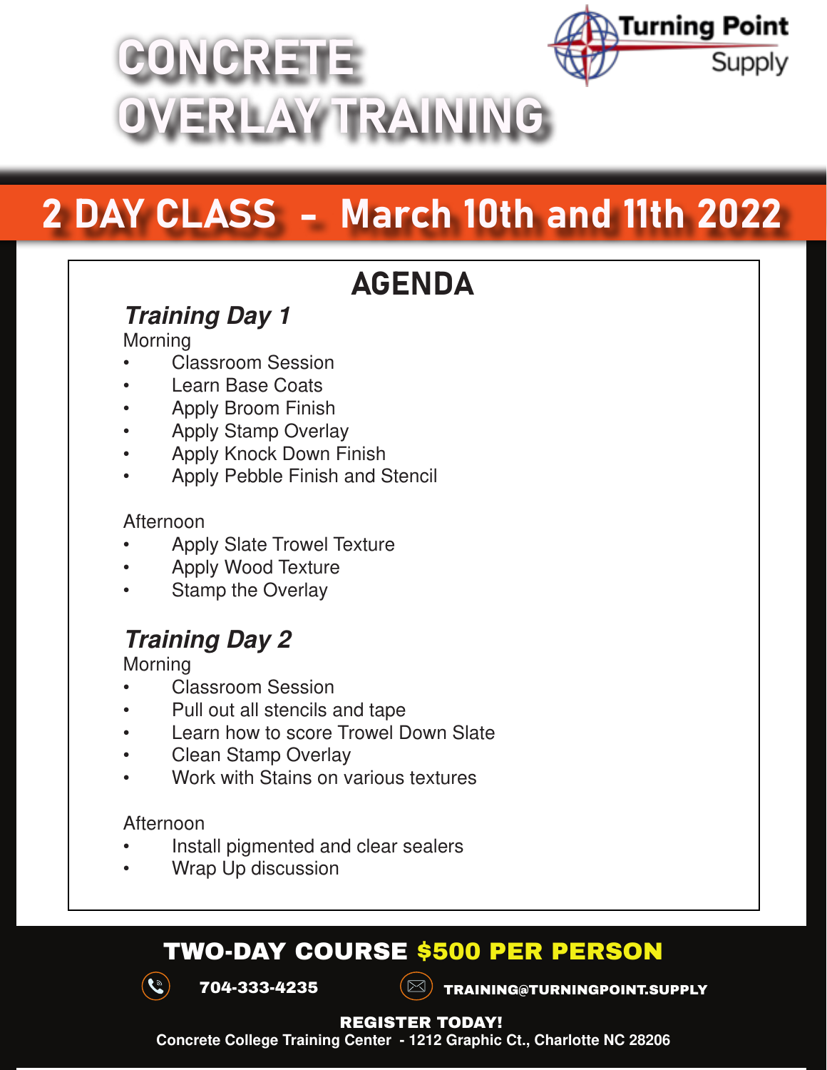# CONCRETE OVERLAY TRAINING

Turning Point Supply

## 2 DAY CLASS – March 10th and 11th 2022

## AGENDA

### *Training Day 1*

Morning

- Classroom Session
- Learn Base Coats
- Apply Broom Finish
- Apply Stamp Overlay
- Apply Knock Down Finish
- Apply Pebble Finish and Stencil

Afternoon

- Apply Slate Trowel Texture
- Apply Wood Texture
- Stamp the Overlay

### *Training Day 2*

Morning

- Classroom Session
- Pull out all stencils and tape
- Learn how to score Trowel Down Slate
- Clean Stamp Overlay
- Work with Stains on various textures

Afternoon

- Install pigmented and clear sealers
- Wrap Up discussion

**TWO-DAY COURSE $500 PER PERSON**

**704-333-4235** **TRAINING@TURNINGPOINT.SUPPLY**

**REGISTER TODAY!**
**Concrete College Training Center - 1212 Graphic Ct., Charlotte NC 28206**